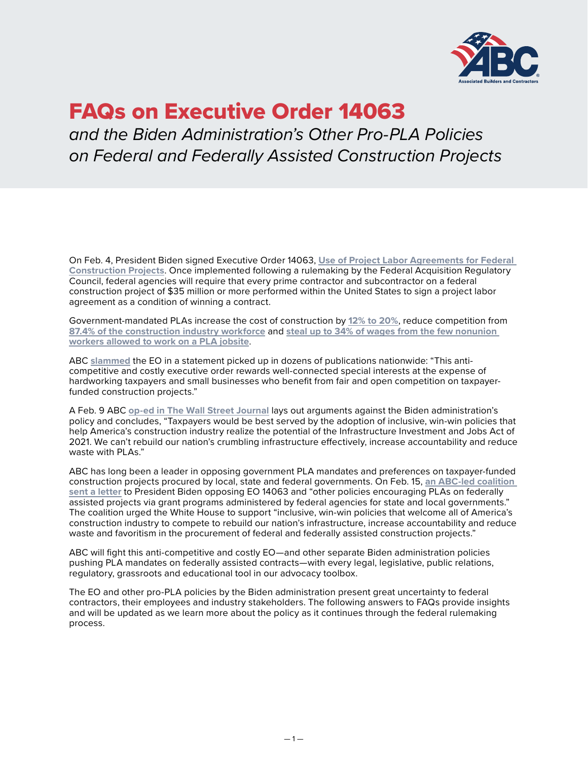# FAQs on Executive Order 14063

*and the Biden Administration's Other Pro-PLA Policies on Federal and Federally Assisted Construction Projects*

On Feb. 4, President Biden signed Executive Order 14063, **Use of Project Labor Agreements for Federal Construction Projects**. Once implemented following a rulemaking by the Federal Acquisition Regulatory Council, federal agencies will require that every prime contractor and subcontractor on a federal construction project of $35 million or more performed within the United States to sign a project labor agreement as a condition of winning a contract.

Government-mandated PLAs increase the cost of construction by **12% to 20%**, reduce competition from **87.4% of the construction industry workforce** and **steal up to 34% of wages from the few nonunion workers allowed to work on a PLA jobsite**.

ABC **slammed** the EO in a statement picked up in dozens of publications nationwide: "This anti-competitive and costly executive order rewards well-connected special interests at the expense of hardworking taxpayers and small businesses who benefit from fair and open competition on taxpayer-funded construction projects."

A Feb. 9 ABC **op-ed in The Wall Street Journal** lays out arguments against the Biden administration's policy and concludes, "Taxpayers would be best served by the adoption of inclusive, win-win policies that help America's construction industry realize the potential of the Infrastructure Investment and Jobs Act of 2021. We can't rebuild our nation's crumbling infrastructure effectively, increase accountability and reduce waste with PLAs."

ABC has long been a leader in opposing government PLA mandates and preferences on taxpayer-funded construction projects procured by local, state and federal governments. On Feb. 15, **an ABC-led coalition sent a letter** to President Biden opposing EO 14063 and "other policies encouraging PLAs on federally assisted projects via grant programs administered by federal agencies for state and local governments." The coalition urged the White House to support "inclusive, win-win policies that welcome all of America's construction industry to compete to rebuild our nation's infrastructure, increase accountability and reduce waste and favoritism in the procurement of federal and federally assisted construction projects."

ABC will fight this anti-competitive and costly EO—and other separate Biden administration policies pushing PLA mandates on federally assisted contracts—with every legal, legislative, public relations, regulatory, grassroots and educational tool in our advocacy toolbox.

The EO and other pro-PLA policies by the Biden administration present great uncertainty to federal contractors, their employees and industry stakeholders. The following answers to FAQs provide insights and will be updated as we learn more about the policy as it continues through the federal rulemaking process.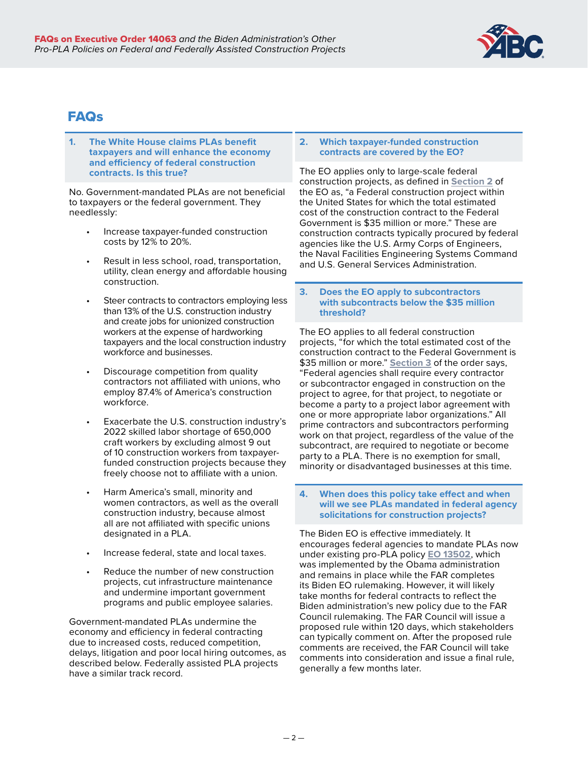# FAQs

### 1. The White House claims PLAs benefit taxpayers and will enhance the economy and efficiency of federal construction contracts. Is this true?

No. Government-mandated PLAs are not beneficial to taxpayers or the federal government. They needlessly:

- Increase taxpayer-funded construction costs by 12% to 20%.
- Result in less school, road, transportation, utility, clean energy and affordable housing construction.
- Steer contracts to contractors employing less than 13% of the U.S. construction industry and create jobs for unionized construction workers at the expense of hardworking taxpayers and the local construction industry workforce and businesses.
- Discourage competition from quality contractors not affiliated with unions, who employ 87.4% of America's construction workforce.
- Exacerbate the U.S. construction industry's 2022 skilled labor shortage of 650,000 craft workers by excluding almost 9 out of 10 construction workers from taxpayer-funded construction projects because they freely choose not to affiliate with a union.
- Harm America's small, minority and women contractors, as well as the overall construction industry, because almost all are not affiliated with specific unions designated in a PLA.
- Increase federal, state and local taxes.
- Reduce the number of new construction projects, cut infrastructure maintenance and undermine important government programs and public employee salaries.

Government-mandated PLAs undermine the economy and efficiency in federal contracting due to increased costs, reduced competition, delays, litigation and poor local hiring outcomes, as described below. Federally assisted PLA projects have a similar track record.

### 2. Which taxpayer-funded construction contracts are covered by the EO?

The EO applies only to large-scale federal construction projects, as defined in Section 2 of the EO as, "a Federal construction project within the United States for which the total estimated cost of the construction contract to the Federal Government is $35 million or more." These are construction contracts typically procured by federal agencies like the U.S. Army Corps of Engineers, the Naval Facilities Engineering Systems Command and U.S. General Services Administration.

### 3. Does the EO apply to subcontractors with subcontracts below the $35 million threshold?

The EO applies to all federal construction projects, "for which the total estimated cost of the construction contract to the Federal Government is $35 million or more." Section 3 of the order says, "Federal agencies shall require every contractor or subcontractor engaged in construction on the project to agree, for that project, to negotiate or become a party to a project labor agreement with one or more appropriate labor organizations." All prime contractors and subcontractors performing work on that project, regardless of the value of the subcontract, are required to negotiate or become party to a PLA. There is no exemption for small, minority or disadvantaged businesses at this time.

### 4. When does this policy take effect and when will we see PLAs mandated in federal agency solicitations for construction projects?

The Biden EO is effective immediately. It encourages federal agencies to mandate PLAs now under existing pro-PLA policy EO 13502, which was implemented by the Obama administration and remains in place while the FAR completes its Biden EO rulemaking. However, it will likely take months for federal contracts to reflect the Biden administration's new policy due to the FAR Council rulemaking. The FAR Council will issue a proposed rule within 120 days, which stakeholders can typically comment on. After the proposed rule comments are received, the FAR Council will take comments into consideration and issue a final rule, generally a few months later.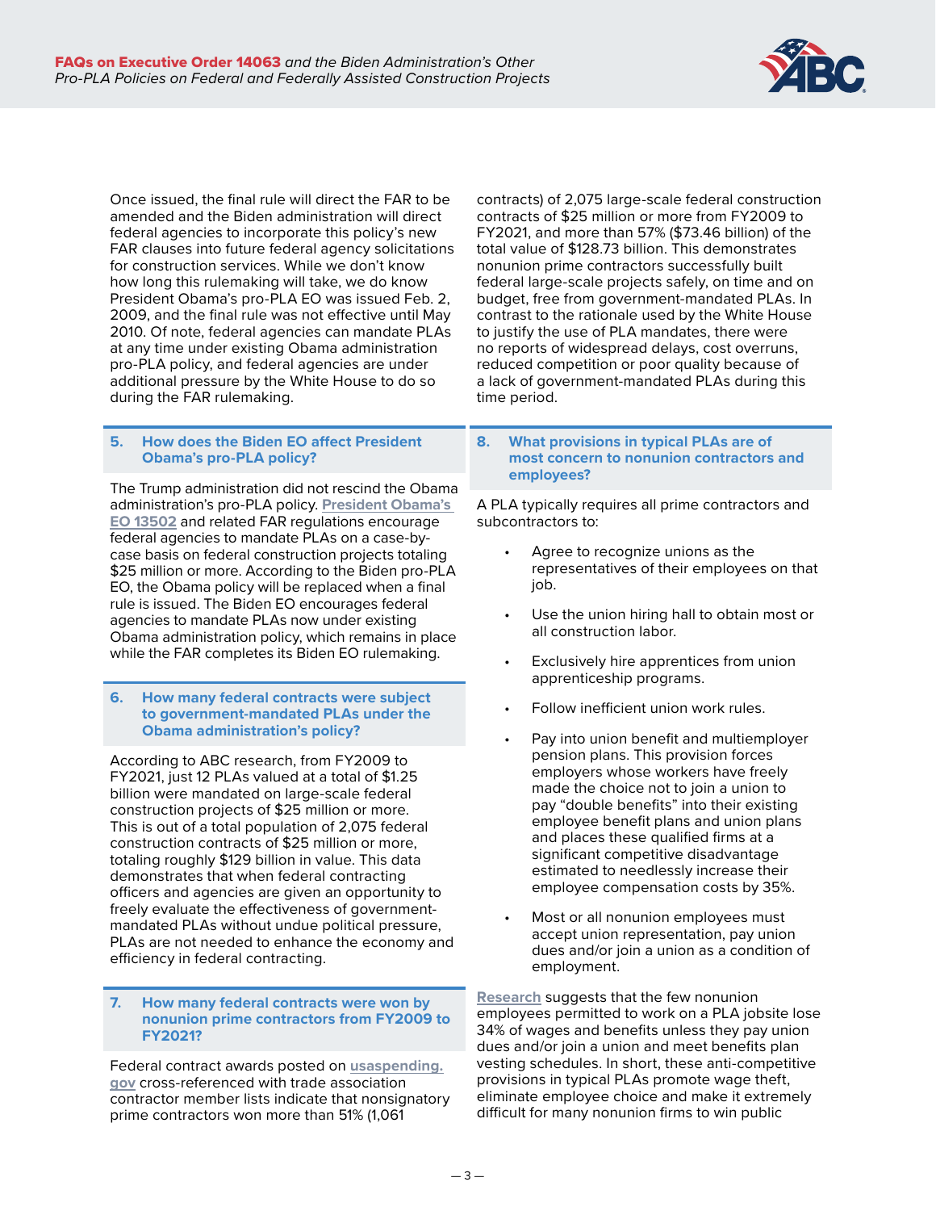Once issued, the final rule will direct the FAR to be amended and the Biden administration will direct federal agencies to incorporate this policy's new FAR clauses into future federal agency solicitations for construction services. While we don't know how long this rulemaking will take, we do know President Obama's pro-PLA EO was issued Feb. 2, 2009, and the final rule was not effective until May 2010. Of note, federal agencies can mandate PLAs at any time under existing Obama administration pro-PLA policy, and federal agencies are under additional pressure by the White House to do so during the FAR rulemaking.

### 5. How does the Biden EO affect President Obama's pro-PLA policy?

The Trump administration did not rescind the Obama administration's pro-PLA policy. President Obama's EO 13502 and related FAR regulations encourage federal agencies to mandate PLAs on a case-by-case basis on federal construction projects totaling $25 million or more. According to the Biden pro-PLA EO, the Obama policy will be replaced when a final rule is issued. The Biden EO encourages federal agencies to mandate PLAs now under existing Obama administration policy, which remains in place while the FAR completes its Biden EO rulemaking.

### 6. How many federal contracts were subject to government-mandated PLAs under the Obama administration's policy?

According to ABC research, from FY2009 to FY2021, just 12 PLAs valued at a total of $1.25 billion were mandated on large-scale federal construction projects of $25 million or more. This is out of a total population of 2,075 federal construction contracts of $25 million or more, totaling roughly $129 billion in value. This data demonstrates that when federal contracting officers and agencies are given an opportunity to freely evaluate the effectiveness of government-mandated PLAs without undue political pressure, PLAs are not needed to enhance the economy and efficiency in federal contracting.

### 7. How many federal contracts were won by nonunion prime contractors from FY2009 to FY2021?

Federal contract awards posted on usaspending.gov cross-referenced with trade association contractor member lists indicate that nonsignatory prime contractors won more than 51% (1,061 contracts) of 2,075 large-scale federal construction contracts of $25 million or more from FY2009 to FY2021, and more than 57% ($73.46 billion) of the total value of $128.73 billion. This demonstrates nonunion prime contractors successfully built federal large-scale projects safely, on time and on budget, free from government-mandated PLAs. In contrast to the rationale used by the White House to justify the use of PLA mandates, there were no reports of widespread delays, cost overruns, reduced competition or poor quality because of a lack of government-mandated PLAs during this time period.

### 8. What provisions in typical PLAs are of most concern to nonunion contractors and employees?

A PLA typically requires all prime contractors and subcontractors to:

- Agree to recognize unions as the representatives of their employees on that job.
- Use the union hiring hall to obtain most or all construction labor.
- Exclusively hire apprentices from union apprenticeship programs.
- Follow inefficient union work rules.
- Pay into union benefit and multiemployer pension plans. This provision forces employers whose workers have freely made the choice not to join a union to pay "double benefits" into their existing employee benefit plans and union plans and places these qualified firms at a significant competitive disadvantage estimated to needlessly increase their employee compensation costs by 35%.
- Most or all nonunion employees must accept union representation, pay union dues and/or join a union as a condition of employment.

Research suggests that the few nonunion employees permitted to work on a PLA jobsite lose 34% of wages and benefits unless they pay union dues and/or join a union and meet benefits plan vesting schedules. In short, these anti-competitive provisions in typical PLAs promote wage theft, eliminate employee choice and make it extremely difficult for many nonunion firms to win public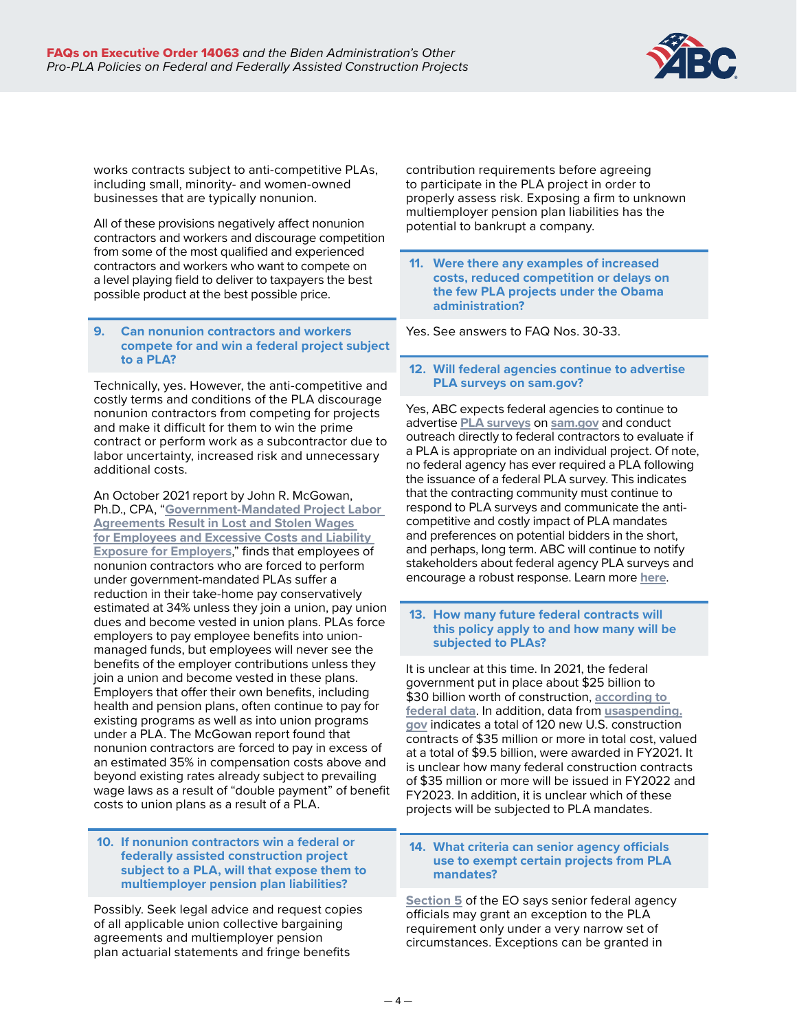works contracts subject to anti-competitive PLAs, including small, minority- and women-owned businesses that are typically nonunion.

All of these provisions negatively affect nonunion contractors and workers and discourage competition from some of the most qualified and experienced contractors and workers who want to compete on a level playing field to deliver to taxpayers the best possible product at the best possible price.

### 9. Can nonunion contractors and workers compete for and win a federal project subject to a PLA?

Technically, yes. However, the anti-competitive and costly terms and conditions of the PLA discourage nonunion contractors from competing for projects and make it difficult for them to win the prime contract or perform work as a subcontractor due to labor uncertainty, increased risk and unnecessary additional costs.

An October 2021 report by John R. McGowan, Ph.D., CPA, "Government-Mandated Project Labor Agreements Result in Lost and Stolen Wages for Employees and Excessive Costs and Liability Exposure for Employers," finds that employees of nonunion contractors who are forced to perform under government-mandated PLAs suffer a reduction in their take-home pay conservatively estimated at 34% unless they join a union, pay union dues and become vested in union plans. PLAs force employers to pay employee benefits into union-managed funds, but employees will never see the benefits of the employer contributions unless they join a union and become vested in these plans. Employers that offer their own benefits, including health and pension plans, often continue to pay for existing programs as well as into union programs under a PLA. The McGowan report found that nonunion contractors are forced to pay in excess of an estimated 35% in compensation costs above and beyond existing rates already subject to prevailing wage laws as a result of "double payment" of benefit costs to union plans as a result of a PLA.

### 10. If nonunion contractors win a federal or federally assisted construction project subject to a PLA, will that expose them to multiemployer pension plan liabilities?

Possibly. Seek legal advice and request copies of all applicable union collective bargaining agreements and multiemployer pension plan actuarial statements and fringe benefits contribution requirements before agreeing to participate in the PLA project in order to properly assess risk. Exposing a firm to unknown multiemployer pension plan liabilities has the potential to bankrupt a company.

### 11. Were there any examples of increased costs, reduced competition or delays on the few PLA projects under the Obama administration?

Yes. See answers to FAQ Nos. 30-33.

### 12. Will federal agencies continue to advertise PLA surveys on sam.gov?

Yes, ABC expects federal agencies to continue to advertise PLA surveys on sam.gov and conduct outreach directly to federal contractors to evaluate if a PLA is appropriate on an individual project. Of note, no federal agency has ever required a PLA following the issuance of a federal PLA survey. This indicates that the contracting community must continue to respond to PLA surveys and communicate the anti-competitive and costly impact of PLA mandates and preferences on potential bidders in the short, and perhaps, long term. ABC will continue to notify stakeholders about federal agency PLA surveys and encourage a robust response. Learn more here.

### 13. How many future federal contracts will this policy apply to and how many will be subjected to PLAs?

It is unclear at this time. In 2021, the federal government put in place about $25 billion to $30 billion worth of construction, according to federal data. In addition, data from usaspending.gov indicates a total of 120 new U.S. construction contracts of $35 million or more in total cost, valued at a total of $9.5 billion, were awarded in FY2021. It is unclear how many federal construction contracts of $35 million or more will be issued in FY2022 and FY2023. In addition, it is unclear which of these projects will be subjected to PLA mandates.

### 14. What criteria can senior agency officials use to exempt certain projects from PLA mandates?

Section 5 of the EO says senior federal agency officials may grant an exception to the PLA requirement only under a very narrow set of circumstances. Exceptions can be granted in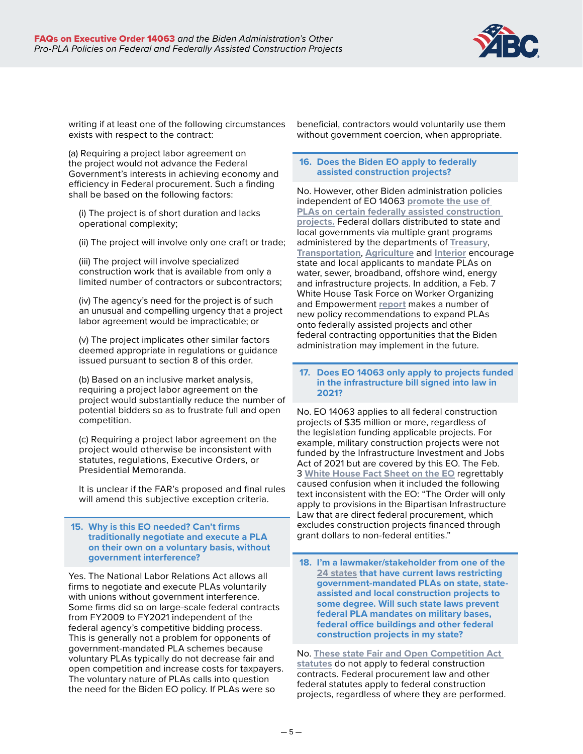writing if at least one of the following circumstances exists with respect to the contract:

(a) Requiring a project labor agreement on the project would not advance the Federal Government's interests in achieving economy and efficiency in Federal procurement. Such a finding shall be based on the following factors:

(i) The project is of short duration and lacks operational complexity;

(ii) The project will involve only one craft or trade;

(iii) The project will involve specialized construction work that is available from only a limited number of contractors or subcontractors;

(iv) The agency's need for the project is of such an unusual and compelling urgency that a project labor agreement would be impracticable; or

(v) The project implicates other similar factors deemed appropriate in regulations or guidance issued pursuant to section 8 of this order.

(b) Based on an inclusive market analysis, requiring a project labor agreement on the project would substantially reduce the number of potential bidders so as to frustrate full and open competition.

(c) Requiring a project labor agreement on the project would otherwise be inconsistent with statutes, regulations, Executive Orders, or Presidential Memoranda.

It is unclear if the FAR's proposed and final rules will amend this subjective exception criteria.

### 15. Why is this EO needed? Can't firms traditionally negotiate and execute a PLA on their own on a voluntary basis, without government interference?

Yes. The National Labor Relations Act allows all firms to negotiate and execute PLAs voluntarily with unions without government interference. Some firms did so on large-scale federal contracts from FY2009 to FY2021 independent of the federal agency's competitive bidding process. This is generally not a problem for opponents of government-mandated PLA schemes because voluntary PLAs typically do not decrease fair and open competition and increase costs for taxpayers. The voluntary nature of PLAs calls into question the need for the Biden EO policy. If PLAs were so beneficial, contractors would voluntarily use them without government coercion, when appropriate.

### 16. Does the Biden EO apply to federally assisted construction projects?

No. However, other Biden administration policies independent of EO 14063 promote the use of PLAs on certain federally assisted construction projects. Federal dollars distributed to state and local governments via multiple grant programs administered by the departments of Treasury, Transportation, Agriculture and Interior encourage state and local applicants to mandate PLAs on water, sewer, broadband, offshore wind, energy and infrastructure projects. In addition, a Feb. 7 White House Task Force on Worker Organizing and Empowerment report makes a number of new policy recommendations to expand PLAs onto federally assisted projects and other federal contracting opportunities that the Biden administration may implement in the future.

### 17. Does EO 14063 only apply to projects funded in the infrastructure bill signed into law in 2021?

No. EO 14063 applies to all federal construction projects of $35 million or more, regardless of the legislation funding applicable projects. For example, military construction projects were not funded by the Infrastructure Investment and Jobs Act of 2021 but are covered by this EO. The Feb. 3 White House Fact Sheet on the EO regrettably caused confusion when it included the following text inconsistent with the EO: "The Order will only apply to provisions in the Bipartisan Infrastructure Law that are direct federal procurement, which excludes construction projects financed through grant dollars to non-federal entities."

### 18. I'm a lawmaker/stakeholder from one of the 24 states that have current laws restricting government-mandated PLAs on state, state-assisted and local construction projects to some degree. Will such state laws prevent federal PLA mandates on military bases, federal office buildings and other federal construction projects in my state?

No. These state Fair and Open Competition Act statutes do not apply to federal construction contracts. Federal procurement law and other federal statutes apply to federal construction projects, regardless of where they are performed.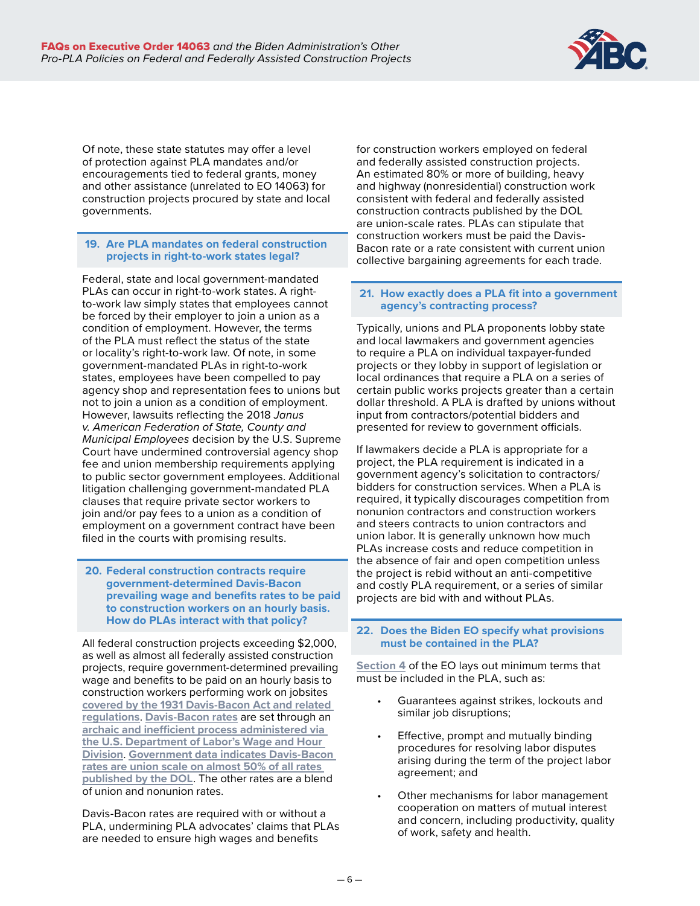Of note, these state statutes may offer a level of protection against PLA mandates and/or encouragements tied to federal grants, money and other assistance (unrelated to EO 14063) for construction projects procured by state and local governments.

## 19. Are PLA mandates on federal construction projects in right-to-work states legal?

Federal, state and local government-mandated PLAs can occur in right-to-work states. A right-to-work law simply states that employees cannot be forced by their employer to join a union as a condition of employment. However, the terms of the PLA must reflect the status of the state or locality's right-to-work law. Of note, in some government-mandated PLAs in right-to-work states, employees have been compelled to pay agency shop and representation fees to unions but not to join a union as a condition of employment. However, lawsuits reflecting the 2018 *Janus v. American Federation of State, County and Municipal Employees* decision by the U.S. Supreme Court have undermined controversial agency shop fee and union membership requirements applying to public sector government employees. Additional litigation challenging government-mandated PLA clauses that require private sector workers to join and/or pay fees to a union as a condition of employment on a government contract have been filed in the courts with promising results.

## 20. Federal construction contracts require government-determined Davis-Bacon prevailing wage and benefits rates to be paid to construction workers on an hourly basis. How do PLAs interact with that policy?

All federal construction projects exceeding $2,000, as well as almost all federally assisted construction projects, require government-determined prevailing wage and benefits to be paid on an hourly basis to construction workers performing work on jobsites covered by the 1931 Davis-Bacon Act and related regulations. Davis-Bacon rates are set through an archaic and inefficient process administered via the U.S. Department of Labor's Wage and Hour Division. Government data indicates Davis-Bacon rates are union scale on almost 50% of all rates published by the DOL. The other rates are a blend of union and nonunion rates.

Davis-Bacon rates are required with or without a PLA, undermining PLA advocates' claims that PLAs are needed to ensure high wages and benefits for construction workers employed on federal and federally assisted construction projects. An estimated 80% or more of building, heavy and highway (nonresidential) construction work consistent with federal and federally assisted construction contracts published by the DOL are union-scale rates. PLAs can stipulate that construction workers must be paid the Davis-Bacon rate or a rate consistent with current union collective bargaining agreements for each trade.

## 21. How exactly does a PLA fit into a government agency's contracting process?

Typically, unions and PLA proponents lobby state and local lawmakers and government agencies to require a PLA on individual taxpayer-funded projects or they lobby in support of legislation or local ordinances that require a PLA on a series of certain public works projects greater than a certain dollar threshold. A PLA is drafted by unions without input from contractors/potential bidders and presented for review to government officials.

If lawmakers decide a PLA is appropriate for a project, the PLA requirement is indicated in a government agency's solicitation to contractors/bidders for construction services. When a PLA is required, it typically discourages competition from nonunion contractors and construction workers and steers contracts to union contractors and union labor. It is generally unknown how much PLAs increase costs and reduce competition in the absence of fair and open competition unless the project is rebid without an anti-competitive and costly PLA requirement, or a series of similar projects are bid with and without PLAs.

## 22. Does the Biden EO specify what provisions must be contained in the PLA?

Section 4 of the EO lays out minimum terms that must be included in the PLA, such as:

- Guarantees against strikes, lockouts and similar job disruptions;
- Effective, prompt and mutually binding procedures for resolving labor disputes arising during the term of the project labor agreement; and
- Other mechanisms for labor management cooperation on matters of mutual interest and concern, including productivity, quality of work, safety and health.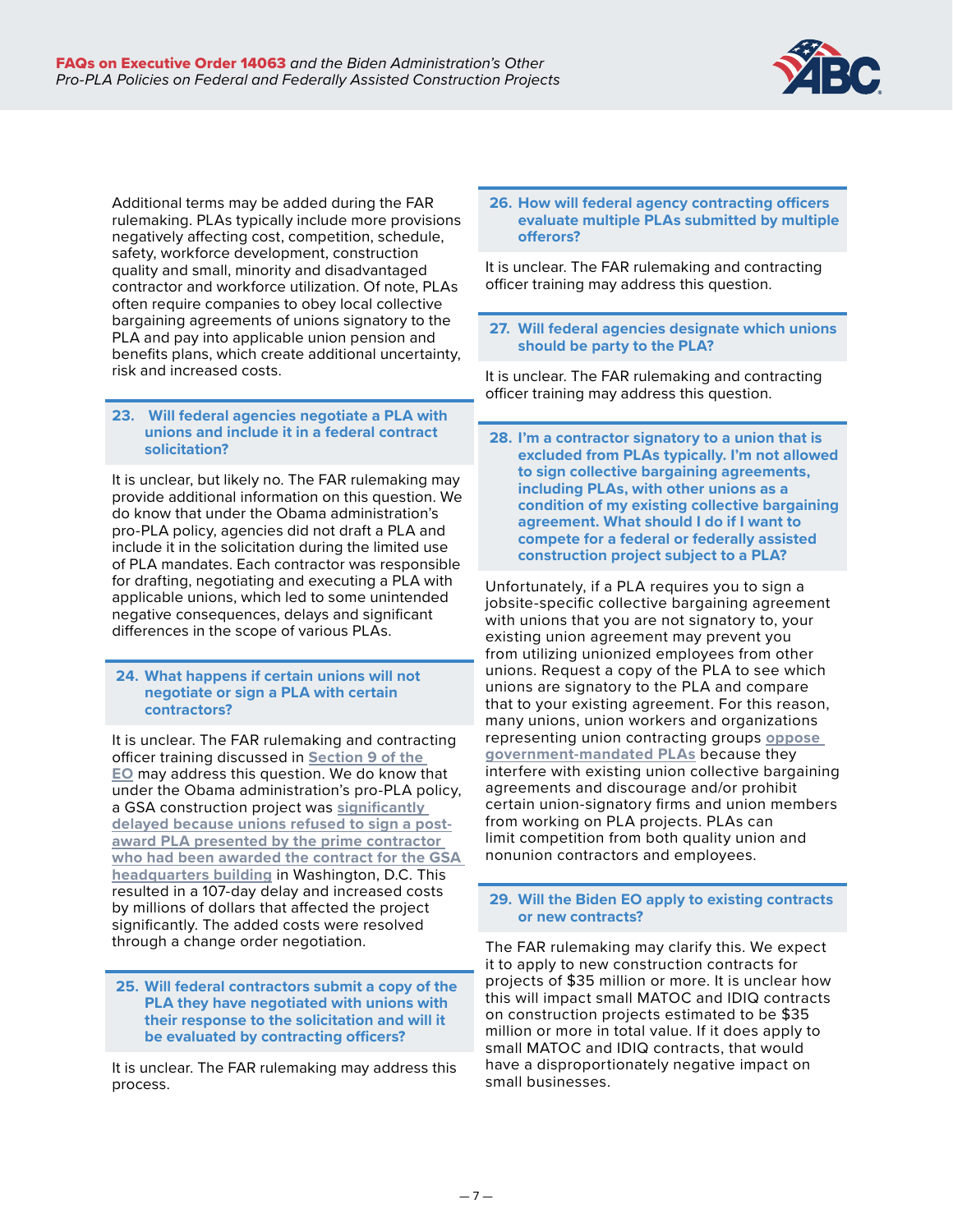Additional terms may be added during the FAR rulemaking. PLAs typically include more provisions negatively affecting cost, competition, schedule, safety, workforce development, construction quality and small, minority and disadvantaged contractor and workforce utilization. Of note, PLAs often require companies to obey local collective bargaining agreements of unions signatory to the PLA and pay into applicable union pension and benefits plans, which create additional uncertainty, risk and increased costs.

### 23. Will federal agencies negotiate a PLA with unions and include it in a federal contract solicitation?

It is unclear, but likely no. The FAR rulemaking may provide additional information on this question. We do know that under the Obama administration's pro-PLA policy, agencies did not draft a PLA and include it in the solicitation during the limited use of PLA mandates. Each contractor was responsible for drafting, negotiating and executing a PLA with applicable unions, which led to some unintended negative consequences, delays and significant differences in the scope of various PLAs.

### 24. What happens if certain unions will not negotiate or sign a PLA with certain contractors?

It is unclear. The FAR rulemaking and contracting officer training discussed in Section 9 of the EO may address this question. We do know that under the Obama administration's pro-PLA policy, a GSA construction project was significantly delayed because unions refused to sign a post-award PLA presented by the prime contractor who had been awarded the contract for the GSA headquarters building in Washington, D.C. This resulted in a 107-day delay and increased costs by millions of dollars that affected the project significantly. The added costs were resolved through a change order negotiation.

### 25. Will federal contractors submit a copy of the PLA they have negotiated with unions with their response to the solicitation and will it be evaluated by contracting officers?

It is unclear. The FAR rulemaking may address this process.

### 26. How will federal agency contracting officers evaluate multiple PLAs submitted by multiple offerors?

It is unclear. The FAR rulemaking and contracting officer training may address this question.

### 27. Will federal agencies designate which unions should be party to the PLA?

It is unclear. The FAR rulemaking and contracting officer training may address this question.

### 28. I'm a contractor signatory to a union that is excluded from PLAs typically. I'm not allowed to sign collective bargaining agreements, including PLAs, with other unions as a condition of my existing collective bargaining agreement. What should I do if I want to compete for a federal or federally assisted construction project subject to a PLA?

Unfortunately, if a PLA requires you to sign a jobsite-specific collective bargaining agreement with unions that you are not signatory to, your existing union agreement may prevent you from utilizing unionized employees from other unions. Request a copy of the PLA to see which unions are signatory to the PLA and compare that to your existing agreement. For this reason, many unions, union workers and organizations representing union contracting groups oppose government-mandated PLAs because they interfere with existing union collective bargaining agreements and discourage and/or prohibit certain union-signatory firms and union members from working on PLA projects. PLAs can limit competition from both quality union and nonunion contractors and employees.

### 29. Will the Biden EO apply to existing contracts or new contracts?

The FAR rulemaking may clarify this. We expect it to apply to new construction contracts for projects of $35 million or more. It is unclear how this will impact small MATOC and IDIQ contracts on construction projects estimated to be $35 million or more in total value. If it does apply to small MATOC and IDIQ contracts, that would have a disproportionately negative impact on small businesses.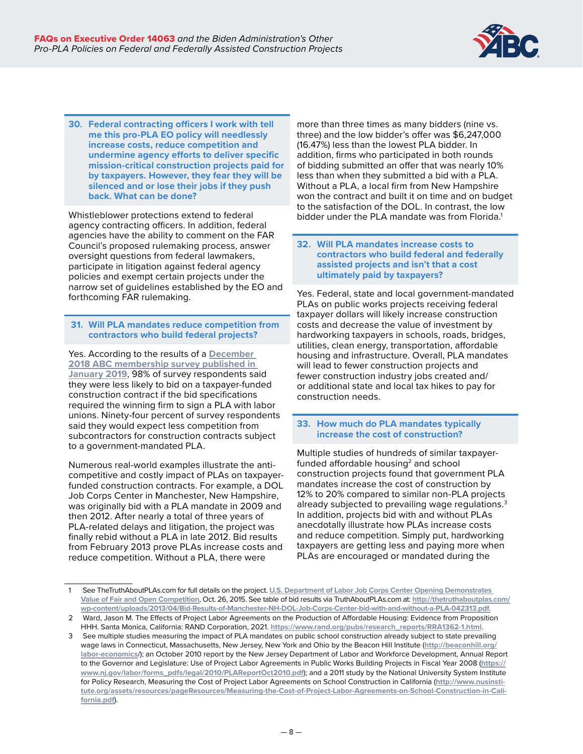### 30. Federal contracting officers I work with tell me this pro-PLA EO policy will needlessly increase costs, reduce competition and undermine agency efforts to deliver specific mission-critical construction projects paid for by taxpayers. However, they fear they will be silenced and or lose their jobs if they push back. What can be done?

Whistleblower protections extend to federal agency contracting officers. In addition, federal agencies have the ability to comment on the FAR Council's proposed rulemaking process, answer oversight questions from federal lawmakers, participate in litigation against federal agency policies and exempt certain projects under the narrow set of guidelines established by the EO and forthcoming FAR rulemaking.

### 31. Will PLA mandates reduce competition from contractors who build federal projects?

Yes. According to the results of a December 2018 ABC membership survey published in January 2019, 98% of survey respondents said they were less likely to bid on a taxpayer-funded construction contract if the bid specifications required the winning firm to sign a PLA with labor unions. Ninety-four percent of survey respondents said they would expect less competition from subcontractors for construction contracts subject to a government-mandated PLA.

Numerous real-world examples illustrate the anti-competitive and costly impact of PLAs on taxpayer-funded construction contracts. For example, a DOL Job Corps Center in Manchester, New Hampshire, was originally bid with a PLA mandate in 2009 and then 2012. After nearly a total of three years of PLA-related delays and litigation, the project was finally rebid without a PLA in late 2012. Bid results from February 2013 prove PLAs increase costs and reduce competition. Without a PLA, there were more than three times as many bidders (nine vs. three) and the low bidder's offer was $6,247,000 (16.47%) less than the lowest PLA bidder. In addition, firms who participated in both rounds of bidding submitted an offer that was nearly 10% less than when they submitted a bid with a PLA. Without a PLA, a local firm from New Hampshire won the contract and built it on time and on budget to the satisfaction of the DOL. In contrast, the low bidder under the PLA mandate was from Florida.[1]

### 32. Will PLA mandates increase costs to contractors who build federal and federally assisted projects and isn't that a cost ultimately paid by taxpayers?

Yes. Federal, state and local government-mandated PLAs on public works projects receiving federal taxpayer dollars will likely increase construction costs and decrease the value of investment by hardworking taxpayers in schools, roads, bridges, utilities, clean energy, transportation, affordable housing and infrastructure. Overall, PLA mandates will lead to fewer construction projects and fewer construction industry jobs created and/or additional state and local tax hikes to pay for construction needs.

### 33. How much do PLA mandates typically increase the cost of construction?

Multiple studies of hundreds of similar taxpayer-funded affordable housing[2] and school construction projects found that government PLA mandates increase the cost of construction by 12% to 20% compared to similar non-PLA projects already subjected to prevailing wage regulations.[3] In addition, projects bid with and without PLAs anecdotally illustrate how PLAs increase costs and reduce competition. Simply put, hardworking taxpayers are getting less and paying more when PLAs are encouraged or mandated during the

---

1 See TheTruthAboutPLAs.com for full details on the project. U.S. Department of Labor Job Corps Center Opening Demonstrates Value of Fair and Open Competition, Oct. 26, 2015. See table of bid results via TruthAboutPLAs.com at: http://thetruthaboutplas.com/wp-content/uploads/2013/04/Bid-Results-of-Manchester-NH-DOL-Job-Corps-Center-bid-with-and-without-a-PLA-042313.pdf.

2 Ward, Jason M. The Effects of Project Labor Agreements on the Production of Affordable Housing: Evidence from Proposition HHH. Santa Monica, California: RAND Corporation, 2021. https://www.rand.org/pubs/research_reports/RRA1362-1.html.

3 See multiple studies measuring the impact of PLA mandates on public school construction already subject to state prevailing wage laws in Connecticut, Massachusetts, New Jersey, New York and Ohio by the Beacon Hill Institute (http://beaconhill.org/labor-economics/); an October 2010 report by the New Jersey Department of Labor and Workforce Development, Annual Report to the Governor and Legislature: Use of Project Labor Agreements in Public Works Building Projects in Fiscal Year 2008 (https://www.nj.gov/labor/forms_pdfs/legal/2010/PLAReportOct2010.pdf); and a 2011 study by the National University System Institute for Policy Research, Measuring the Cost of Project Labor Agreements on School Construction in California (http://www.nusinstitute.org/assets/resources/pageResources/Measuring-the-Cost-of-Project-Labor-Agreements-on-School-Construction-in-California.pdf).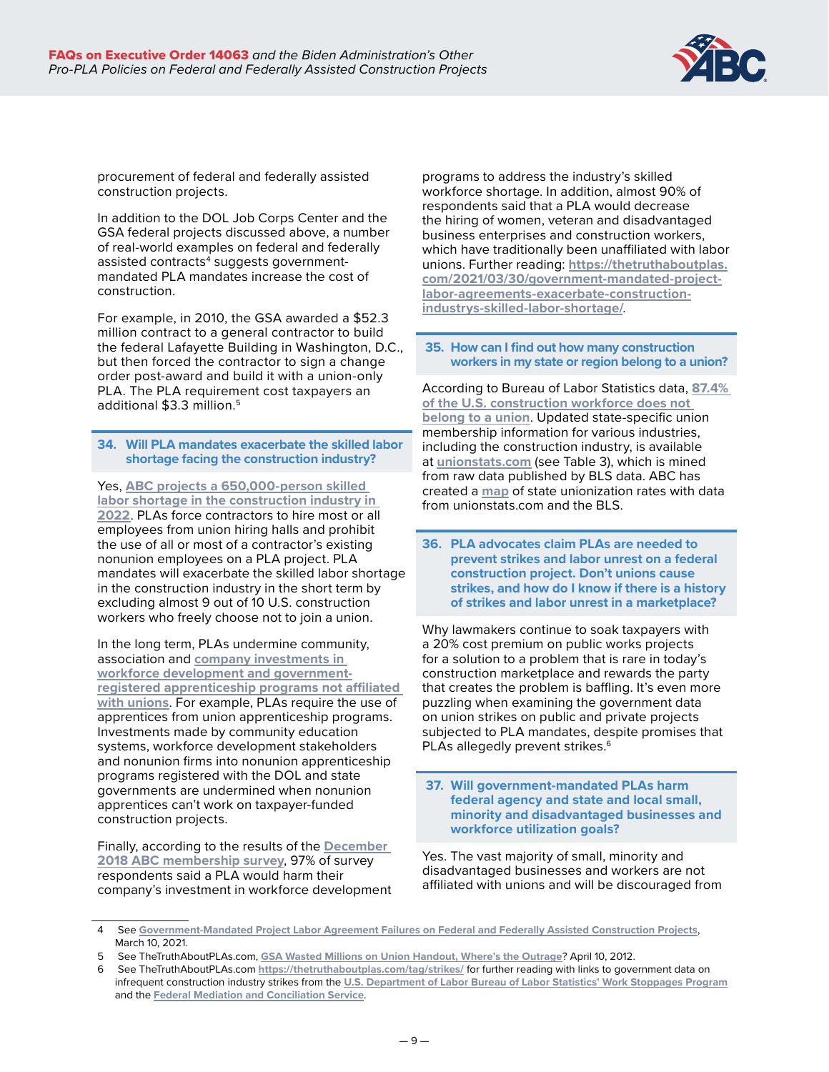procurement of federal and federally assisted construction projects.

In addition to the DOL Job Corps Center and the GSA federal projects discussed above, a number of real-world examples on federal and federally assisted contracts[4] suggests government-mandated PLA mandates increase the cost of construction.

For example, in 2010, the GSA awarded a $52.3 million contract to a general contractor to build the federal Lafayette Building in Washington, D.C., but then forced the contractor to sign a change order post-award and build it with a union-only PLA. The PLA requirement cost taxpayers an additional $3.3 million.[5]

### 34. Will PLA mandates exacerbate the skilled labor shortage facing the construction industry?

Yes, ABC projects a 650,000-person skilled labor shortage in the construction industry in 2022. PLAs force contractors to hire most or all employees from union hiring halls and prohibit the use of all or most of a contractor's existing nonunion employees on a PLA project. PLA mandates will exacerbate the skilled labor shortage in the construction industry in the short term by excluding almost 9 out of 10 U.S. construction workers who freely choose not to join a union.

In the long term, PLAs undermine community, association and company investments in workforce development and government-registered apprenticeship programs not affiliated with unions. For example, PLAs require the use of apprentices from union apprenticeship programs. Investments made by community education systems, workforce development stakeholders and nonunion firms into nonunion apprenticeship programs registered with the DOL and state governments are undermined when nonunion apprentices can't work on taxpayer-funded construction projects.

Finally, according to the results of the December 2018 ABC membership survey, 97% of survey respondents said a PLA would harm their company's investment in workforce development programs to address the industry's skilled workforce shortage. In addition, almost 90% of respondents said that a PLA would decrease the hiring of women, veteran and disadvantaged business enterprises and construction workers, which have traditionally been unaffiliated with labor unions. Further reading: https://thetruthaboutplas.com/2021/03/30/government-mandated-project-labor-agreements-exacerbate-construction-industrys-skilled-labor-shortage/.

### 35. How can I find out how many construction workers in my state or region belong to a union?

According to Bureau of Labor Statistics data, 87.4% of the U.S. construction workforce does not belong to a union. Updated state-specific union membership information for various industries, including the construction industry, is available at unionstats.com (see Table 3), which is mined from raw data published by BLS data. ABC has created a map of state unionization rates with data from unionstats.com and the BLS.

### 36. PLA advocates claim PLAs are needed to prevent strikes and labor unrest on a federal construction project. Don't unions cause strikes, and how do I know if there is a history of strikes and labor unrest in a marketplace?

Why lawmakers continue to soak taxpayers with a 20% cost premium on public works projects for a solution to a problem that is rare in today's construction marketplace and rewards the party that creates the problem is baffling. It's even more puzzling when examining the government data on union strikes on public and private projects subjected to PLA mandates, despite promises that PLAs allegedly prevent strikes.[6]

### 37. Will government-mandated PLAs harm federal agency and state and local small, minority and disadvantaged businesses and workforce utilization goals?

Yes. The vast majority of small, minority and disadvantaged businesses and workers are not affiliated with unions and will be discouraged from

---

4 See Government-Mandated Project Labor Agreement Failures on Federal and Federally Assisted Construction Projects, March 10, 2021.

5 See TheTruthAboutPLAs.com, GSA Wasted Millions on Union Handout, Where's the Outrage? April 10, 2012.

6 See TheTruthAboutPLAs.com https://thetruthaboutplas.com/tag/strikes/ for further reading with links to government data on infrequent construction industry strikes from the U.S. Department of Labor Bureau of Labor Statistics' Work Stoppages Program and the Federal Mediation and Conciliation Service.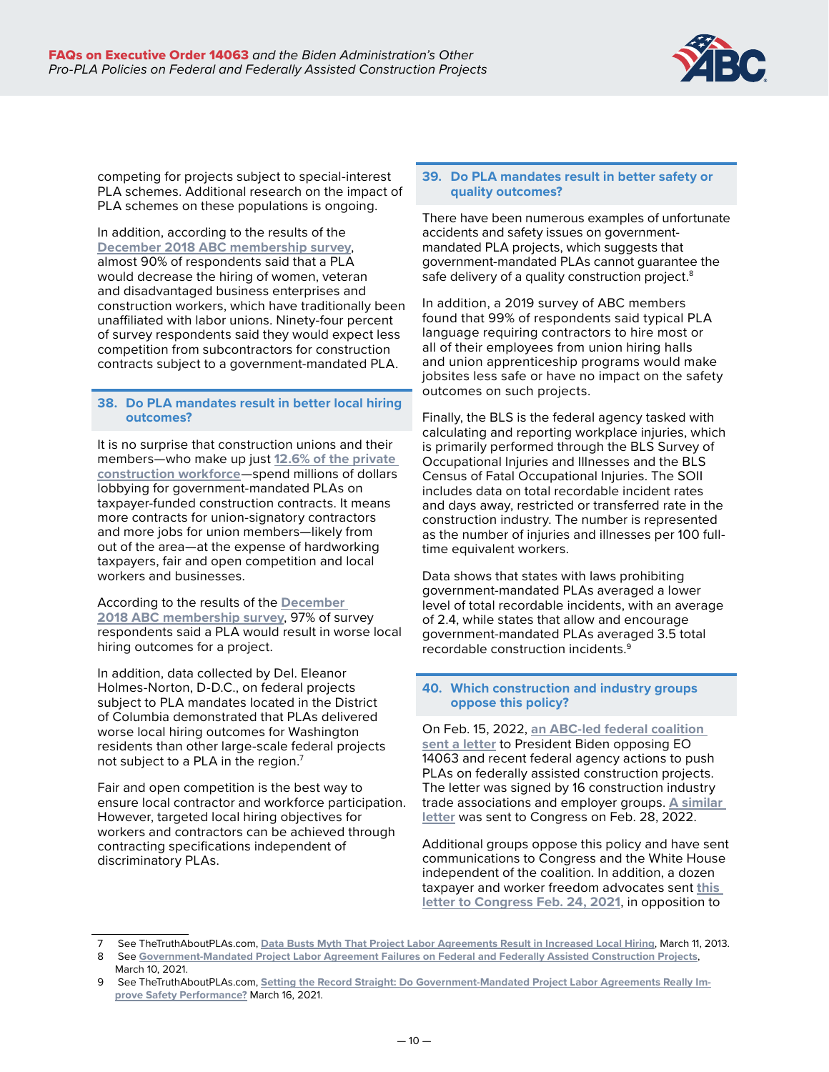competing for projects subject to special-interest PLA schemes. Additional research on the impact of PLA schemes on these populations is ongoing.

In addition, according to the results of the December 2018 ABC membership survey, almost 90% of respondents said that a PLA would decrease the hiring of women, veteran and disadvantaged business enterprises and construction workers, which have traditionally been unaffiliated with labor unions. Ninety-four percent of survey respondents said they would expect less competition from subcontractors for construction contracts subject to a government-mandated PLA.

## 38. Do PLA mandates result in better local hiring outcomes?

It is no surprise that construction unions and their members—who make up just 12.6% of the private construction workforce—spend millions of dollars lobbying for government-mandated PLAs on taxpayer-funded construction contracts. It means more contracts for union-signatory contractors and more jobs for union members—likely from out of the area—at the expense of hardworking taxpayers, fair and open competition and local workers and businesses.

According to the results of the December 2018 ABC membership survey, 97% of survey respondents said a PLA would result in worse local hiring outcomes for a project.

In addition, data collected by Del. Eleanor Holmes-Norton, D-D.C., on federal projects subject to PLA mandates located in the District of Columbia demonstrated that PLAs delivered worse local hiring outcomes for Washington residents than other large-scale federal projects not subject to a PLA in the region.[7]

Fair and open competition is the best way to ensure local contractor and workforce participation. However, targeted local hiring objectives for workers and contractors can be achieved through contracting specifications independent of discriminatory PLAs.

## 39. Do PLA mandates result in better safety or quality outcomes?

There have been numerous examples of unfortunate accidents and safety issues on government-mandated PLA projects, which suggests that government-mandated PLAs cannot guarantee the safe delivery of a quality construction project.[8]

In addition, a 2019 survey of ABC members found that 99% of respondents said typical PLA language requiring contractors to hire most or all of their employees from union hiring halls and union apprenticeship programs would make jobsites less safe or have no impact on the safety outcomes on such projects.

Finally, the BLS is the federal agency tasked with calculating and reporting workplace injuries, which is primarily performed through the BLS Survey of Occupational Injuries and Illnesses and the BLS Census of Fatal Occupational Injuries. The SOII includes data on total recordable incident rates and days away, restricted or transferred rate in the construction industry. The number is represented as the number of injuries and illnesses per 100 full-time equivalent workers.

Data shows that states with laws prohibiting government-mandated PLAs averaged a lower level of total recordable incidents, with an average of 2.4, while states that allow and encourage government-mandated PLAs averaged 3.5 total recordable construction incidents.[9]

## 40. Which construction and industry groups oppose this policy?

On Feb. 15, 2022, an ABC-led federal coalition sent a letter to President Biden opposing EO 14063 and recent federal agency actions to push PLAs on federally assisted construction projects. The letter was signed by 16 construction industry trade associations and employer groups. A similar letter was sent to Congress on Feb. 28, 2022.

Additional groups oppose this policy and have sent communications to Congress and the White House independent of the coalition. In addition, a dozen taxpayer and worker freedom advocates sent this letter to Congress Feb. 24, 2021, in opposition to

---

7 See TheTruthAboutPLAs.com, Data Busts Myth That Project Labor Agreements Result in Increased Local Hiring, March 11, 2013.

8 See Government-Mandated Project Labor Agreement Failures on Federal and Federally Assisted Construction Projects, March 10, 2021.

9 See TheTruthAboutPLAs.com, Setting the Record Straight: Do Government-Mandated Project Labor Agreements Really Improve Safety Performance? March 16, 2021.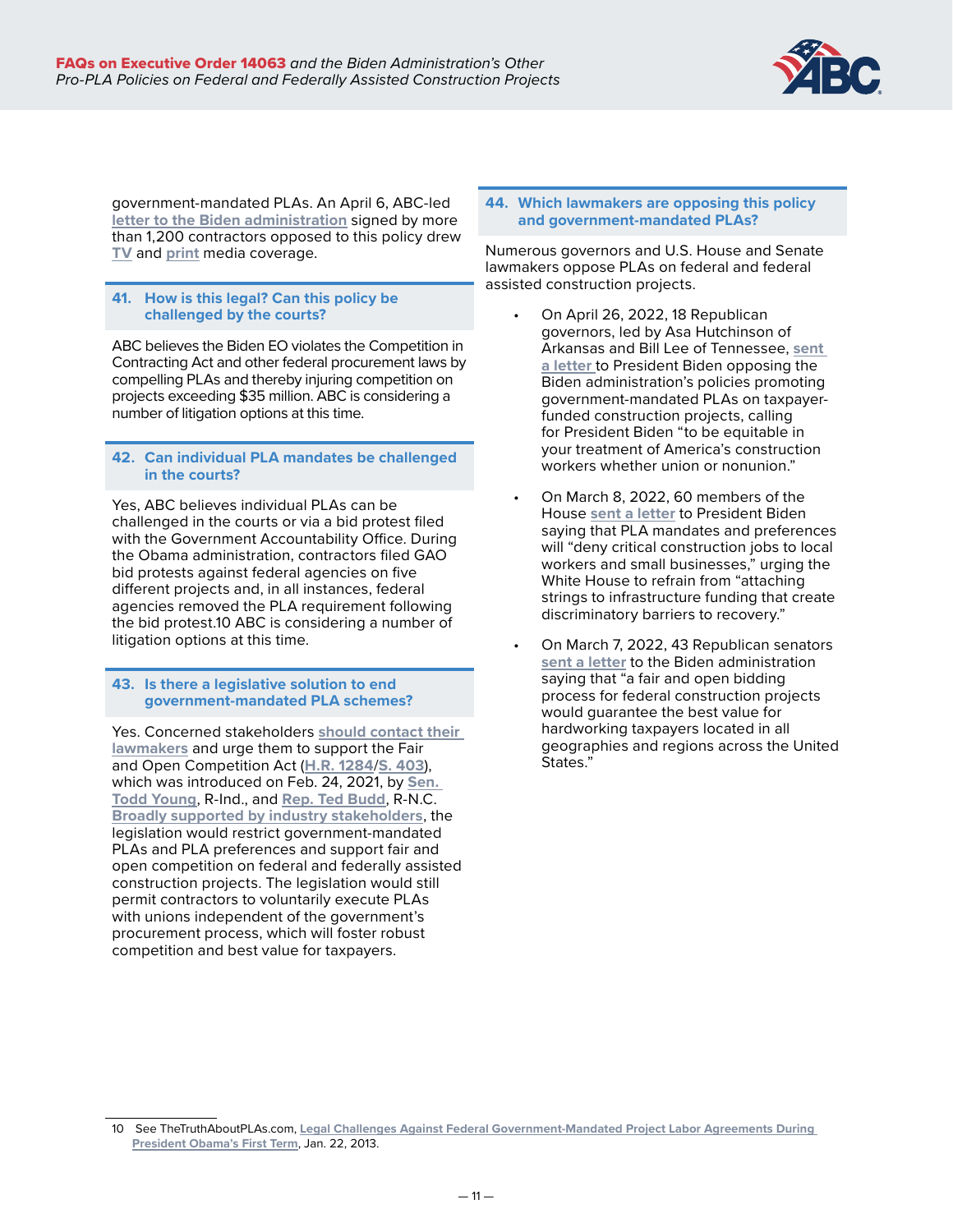government-mandated PLAs. An April 6, ABC-led letter to the Biden administration signed by more than 1,200 contractors opposed to this policy drew TV and print media coverage.

### 41. How is this legal? Can this policy be challenged by the courts?

ABC believes the Biden EO violates the Competition in Contracting Act and other federal procurement laws by compelling PLAs and thereby injuring competition on projects exceeding $35 million. ABC is considering a number of litigation options at this time.

### 42. Can individual PLA mandates be challenged in the courts?

Yes, ABC believes individual PLAs can be challenged in the courts or via a bid protest filed with the Government Accountability Office. During the Obama administration, contractors filed GAO bid protests against federal agencies on five different projects and, in all instances, federal agencies removed the PLA requirement following the bid protest.[10] ABC is considering a number of litigation options at this time.

### 43. Is there a legislative solution to end government-mandated PLA schemes?

Yes. Concerned stakeholders should contact their lawmakers and urge them to support the Fair and Open Competition Act (H.R. 1284/S. 403), which was introduced on Feb. 24, 2021, by Sen. Todd Young, R-Ind., and Rep. Ted Budd, R-N.C. Broadly supported by industry stakeholders, the legislation would restrict government-mandated PLAs and PLA preferences and support fair and open competition on federal and federally assisted construction projects. The legislation would still permit contractors to voluntarily execute PLAs with unions independent of the government's procurement process, which will foster robust competition and best value for taxpayers.

### 44. Which lawmakers are opposing this policy and government-mandated PLAs?

Numerous governors and U.S. House and Senate lawmakers oppose PLAs on federal and federal assisted construction projects.

- On April 26, 2022, 18 Republican governors, led by Asa Hutchinson of Arkansas and Bill Lee of Tennessee, sent a letter to President Biden opposing the Biden administration's policies promoting government-mandated PLAs on taxpayer-funded construction projects, calling for President Biden "to be equitable in your treatment of America's construction workers whether union or nonunion."
- On March 8, 2022, 60 members of the House sent a letter to President Biden saying that PLA mandates and preferences will "deny critical construction jobs to local workers and small businesses," urging the White House to refrain from "attaching strings to infrastructure funding that create discriminatory barriers to recovery."
- On March 7, 2022, 43 Republican senators sent a letter to the Biden administration saying that "a fair and open bidding process for federal construction projects would guarantee the best value for hardworking taxpayers located in all geographies and regions across the United States."

---

10 See TheTruthAboutPLAs.com, Legal Challenges Against Federal Government-Mandated Project Labor Agreements During President Obama's First Term, Jan. 22, 2013.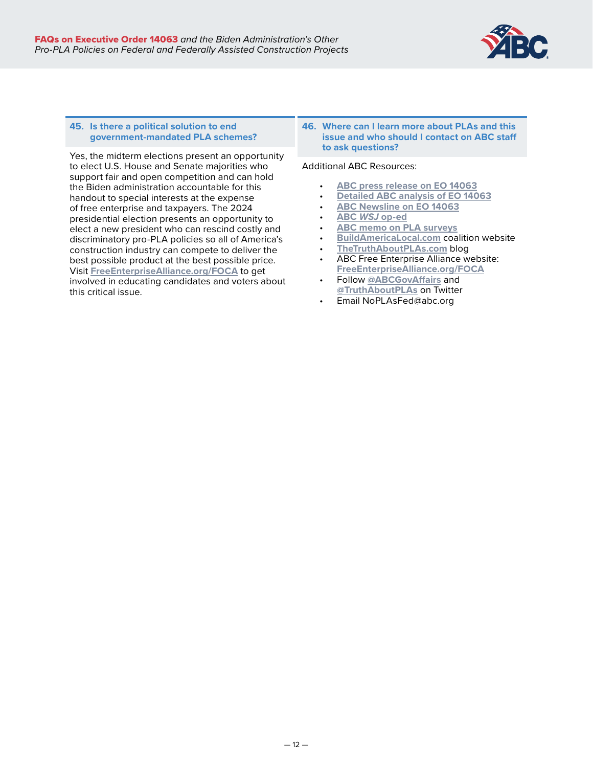### 45. Is there a political solution to end government-mandated PLA schemes?

Yes, the midterm elections present an opportunity to elect U.S. House and Senate majorities who support fair and open competition and can hold the Biden administration accountable for this handout to special interests at the expense of free enterprise and taxpayers. The 2024 presidential election presents an opportunity to elect a new president who can rescind costly and discriminatory pro-PLA policies so all of America's construction industry can compete to deliver the best possible product at the best possible price. Visit **FreeEnterpriseAlliance.org/FOCA** to get involved in educating candidates and voters about this critical issue.

### 46. Where can I learn more about PLAs and this issue and who should I contact on ABC staff to ask questions?

Additional ABC Resources:

- **ABC press release on EO 14063**
- **Detailed ABC analysis of EO 14063**
- **ABC Newsline on EO 14063**
- **ABC *WSJ* op-ed**
- **ABC memo on PLA surveys**
- **BuildAmericaLocal.com** coalition website
- **TheTruthAboutPLAs.com** blog
- ABC Free Enterprise Alliance website: **FreeEnterpriseAlliance.org/FOCA**
- Follow **@ABCGovAffairs** and **@TruthAboutPLAs** on Twitter
- Email NoPLAsFed@abc.org